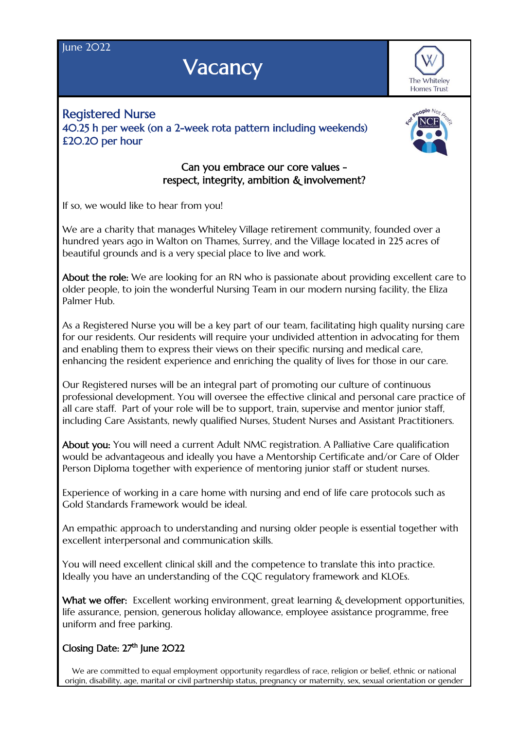June 2022

# Vacancy

The Whiteley Homes Trust

## Registered Nurse

**40.25 h per week (on a 2-week rota pattern including weekends)**
**£20.20 per hour**

**Can you embrace our core values - respect, integrity, ambition & involvement?**

If so, we would like to hear from you!

We are a charity that manages Whiteley Village retirement community, founded over a hundred years ago in Walton on Thames, Surrey, and the Village located in 225 acres of beautiful grounds and is a very special place to live and work.

**About the role:** We are looking for an RN who is passionate about providing excellent care to older people, to join the wonderful Nursing Team in our modern nursing facility, the Eliza Palmer Hub.

As a Registered Nurse you will be a key part of our team, facilitating high quality nursing care for our residents. Our residents will require your undivided attention in advocating for them and enabling them to express their views on their specific nursing and medical care, enhancing the resident experience and enriching the quality of lives for those in our care.

Our Registered nurses will be an integral part of promoting our culture of continuous professional development. You will oversee the effective clinical and personal care practice of all care staff. Part of your role will be to support, train, supervise and mentor junior staff, including Care Assistants, newly qualified Nurses, Student Nurses and Assistant Practitioners.

**About you:** You will need a current Adult NMC registration. A Palliative Care qualification would be advantageous and ideally you have a Mentorship Certificate and/or Care of Older Person Diploma together with experience of mentoring junior staff or student nurses.

Experience of working in a care home with nursing and end of life care protocols such as Gold Standards Framework would be ideal.

An empathic approach to understanding and nursing older people is essential together with excellent interpersonal and communication skills.

You will need excellent clinical skill and the competence to translate this into practice. Ideally you have an understanding of the CQC regulatory framework and KLOEs.

**What we offer:** Excellent working environment, great learning & development opportunities, life assurance, pension, generous holiday allowance, employee assistance programme, free uniform and free parking.

**Closing Date: 27th June 2022**

We are committed to equal employment opportunity regardless of race, religion or belief, ethnic or national origin, disability, age, marital or civil partnership status, pregnancy or maternity, sex, sexual orientation or gender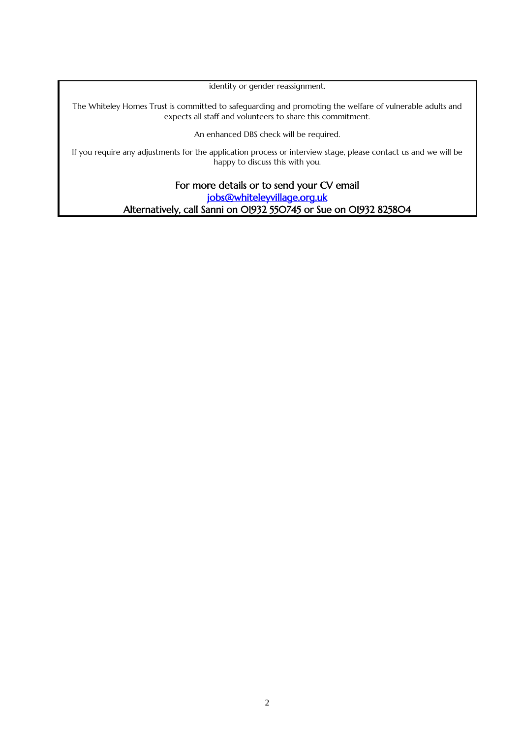identity or gender reassignment.

The Whiteley Homes Trust is committed to safeguarding and promoting the welfare of vulnerable adults and expects all staff and volunteers to share this commitment.

An enhanced DBS check will be required.

If you require any adjustments for the application process or interview stage, please contact us and we will be happy to discuss this with you.

For more details or to send your CV email
jobs@whiteleyvillage.org.uk
Alternatively, call Sanni on 01932 550745 or Sue on 01932 825804